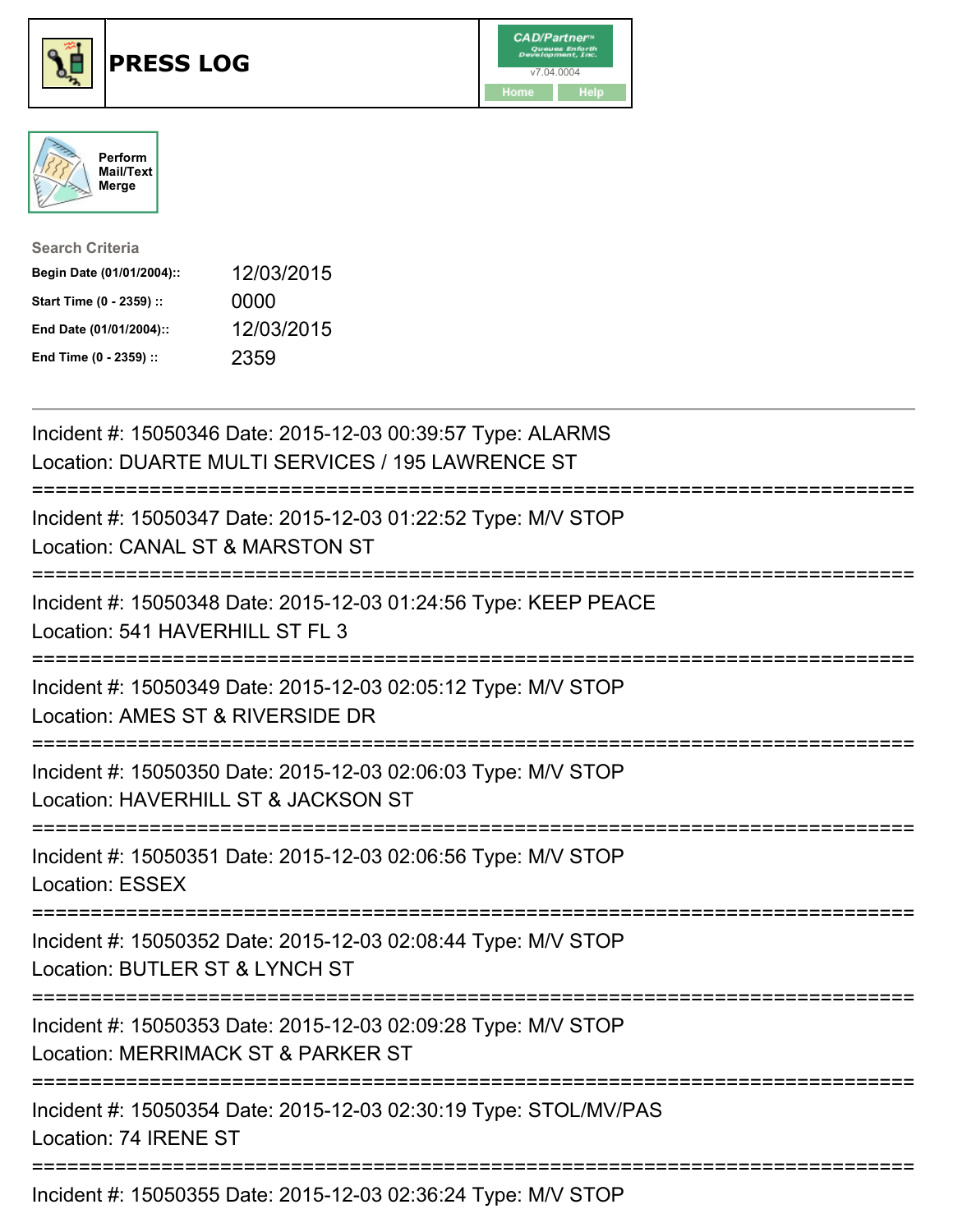# PRESS LOG

CAD/Partner™ v7.04.0004

Home | Help

Perform Mail/Text Merge

**Search Criteria**

| | |
|---|---|
| **Begin Date (01/01/2004)::** | 12/03/2015 |
| **Start Time (0 - 2359) ::** | 0000 |
| **End Date (01/01/2004)::** | 12/03/2015 |
| **End Time (0 - 2359) ::** | 2359 |

---

Incident #: 15050346 Date: 2015-12-03 00:39:57 Type: ALARMS
Location: DUARTE MULTI SERVICES / 195 LAWRENCE ST

===========================================================================

Incident #: 15050347 Date: 2015-12-03 01:22:52 Type: M/V STOP
Location: CANAL ST & MARSTON ST

===========================================================================

Incident #: 15050348 Date: 2015-12-03 01:24:56 Type: KEEP PEACE
Location: 541 HAVERHILL ST FL 3

===========================================================================

Incident #: 15050349 Date: 2015-12-03 02:05:12 Type: M/V STOP
Location: AMES ST & RIVERSIDE DR

===========================================================================

Incident #: 15050350 Date: 2015-12-03 02:06:03 Type: M/V STOP
Location: HAVERHILL ST & JACKSON ST

===========================================================================

Incident #: 15050351 Date: 2015-12-03 02:06:56 Type: M/V STOP
Location: ESSEX

===========================================================================

Incident #: 15050352 Date: 2015-12-03 02:08:44 Type: M/V STOP
Location: BUTLER ST & LYNCH ST

===========================================================================

Incident #: 15050353 Date: 2015-12-03 02:09:28 Type: M/V STOP
Location: MERRIMACK ST & PARKER ST

===========================================================================

Incident #: 15050354 Date: 2015-12-03 02:30:19 Type: STOL/MV/PAS
Location: 74 IRENE ST

===========================================================================

Incident #: 15050355 Date: 2015-12-03 02:36:24 Type: M/V STOP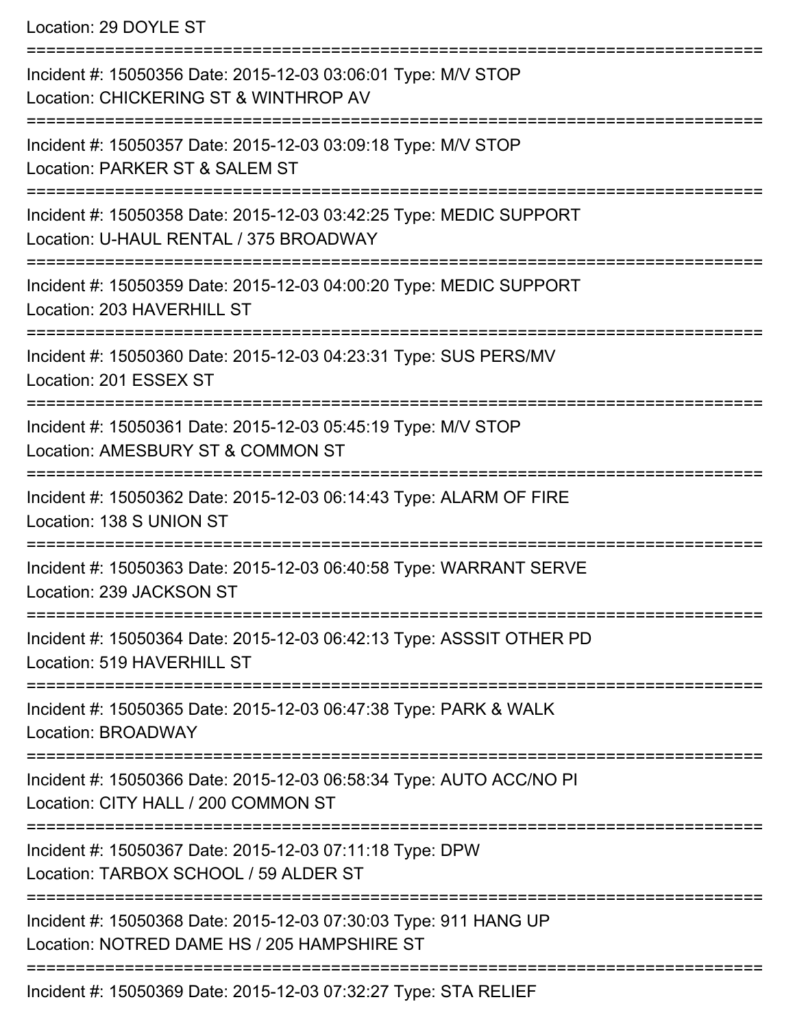Location: 29 DOYLE ST

===========================================================================

Incident #: 15050356 Date: 2015-12-03 03:06:01 Type: M/V STOP
Location: CHICKERING ST & WINTHROP AV

===========================================================================

Incident #: 15050357 Date: 2015-12-03 03:09:18 Type: M/V STOP
Location: PARKER ST & SALEM ST

===========================================================================

Incident #: 15050358 Date: 2015-12-03 03:42:25 Type: MEDIC SUPPORT
Location: U-HAUL RENTAL / 375 BROADWAY

===========================================================================

Incident #: 15050359 Date: 2015-12-03 04:00:20 Type: MEDIC SUPPORT
Location: 203 HAVERHILL ST

===========================================================================

Incident #: 15050360 Date: 2015-12-03 04:23:31 Type: SUS PERS/MV
Location: 201 ESSEX ST

===========================================================================

Incident #: 15050361 Date: 2015-12-03 05:45:19 Type: M/V STOP
Location: AMESBURY ST & COMMON ST

===========================================================================

Incident #: 15050362 Date: 2015-12-03 06:14:43 Type: ALARM OF FIRE
Location: 138 S UNION ST

===========================================================================

Incident #: 15050363 Date: 2015-12-03 06:40:58 Type: WARRANT SERVE
Location: 239 JACKSON ST

===========================================================================

Incident #: 15050364 Date: 2015-12-03 06:42:13 Type: ASSSIT OTHER PD
Location: 519 HAVERHILL ST

===========================================================================

Incident #: 15050365 Date: 2015-12-03 06:47:38 Type: PARK & WALK
Location: BROADWAY

===========================================================================

Incident #: 15050366 Date: 2015-12-03 06:58:34 Type: AUTO ACC/NO PI
Location: CITY HALL / 200 COMMON ST

===========================================================================

Incident #: 15050367 Date: 2015-12-03 07:11:18 Type: DPW
Location: TARBOX SCHOOL / 59 ALDER ST

===========================================================================

Incident #: 15050368 Date: 2015-12-03 07:30:03 Type: 911 HANG UP
Location: NOTRED DAME HS / 205 HAMPSHIRE ST

===========================================================================

Incident #: 15050369 Date: 2015-12-03 07:32:27 Type: STA RELIEF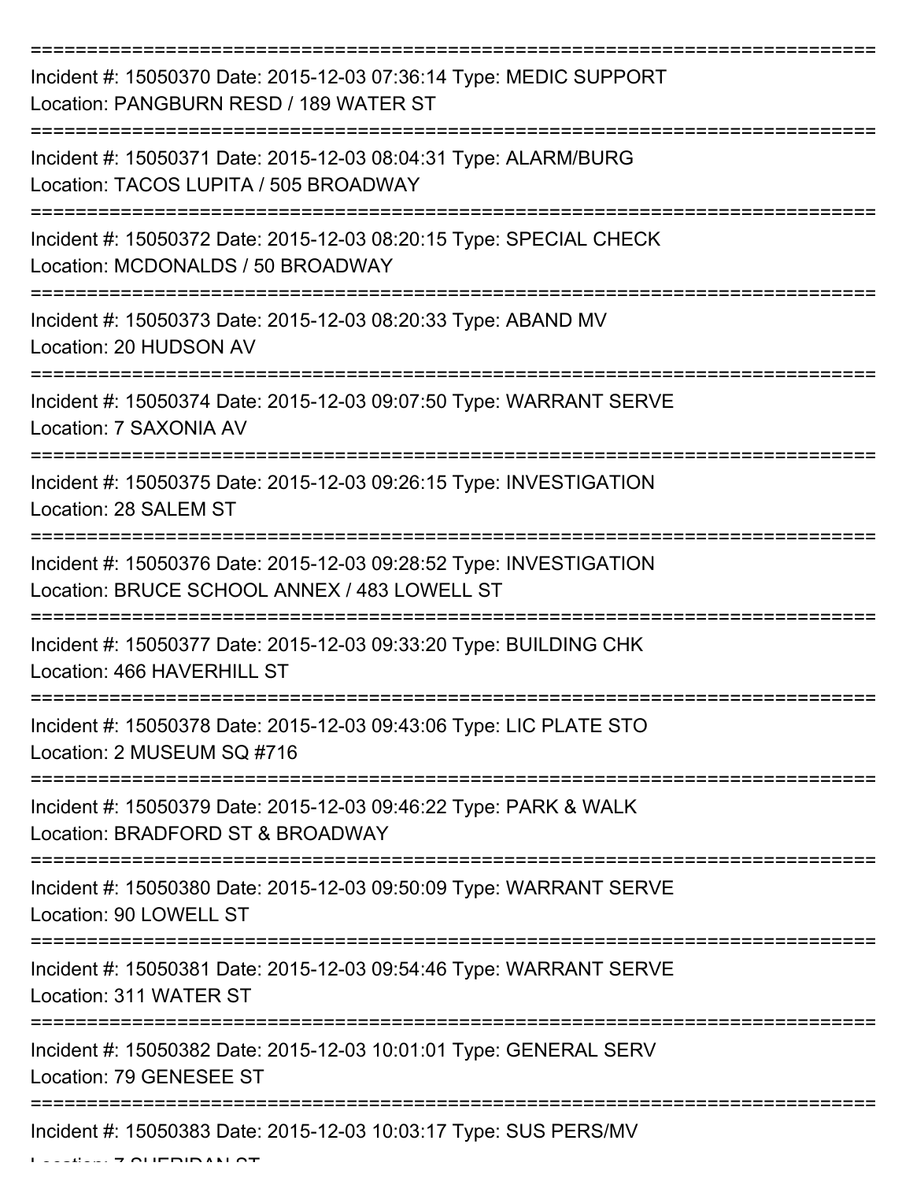===========================================================================

Incident #: 15050370 Date: 2015-12-03 07:36:14 Type: MEDIC SUPPORT
Location: PANGBURN RESD / 189 WATER ST

===========================================================================

Incident #: 15050371 Date: 2015-12-03 08:04:31 Type: ALARM/BURG
Location: TACOS LUPITA / 505 BROADWAY

===========================================================================

Incident #: 15050372 Date: 2015-12-03 08:20:15 Type: SPECIAL CHECK
Location: MCDONALDS / 50 BROADWAY

===========================================================================

Incident #: 15050373 Date: 2015-12-03 08:20:33 Type: ABAND MV
Location: 20 HUDSON AV

===========================================================================

Incident #: 15050374 Date: 2015-12-03 09:07:50 Type: WARRANT SERVE
Location: 7 SAXONIA AV

===========================================================================

Incident #: 15050375 Date: 2015-12-03 09:26:15 Type: INVESTIGATION
Location: 28 SALEM ST

===========================================================================

Incident #: 15050376 Date: 2015-12-03 09:28:52 Type: INVESTIGATION
Location: BRUCE SCHOOL ANNEX / 483 LOWELL ST

===========================================================================

Incident #: 15050377 Date: 2015-12-03 09:33:20 Type: BUILDING CHK
Location: 466 HAVERHILL ST

===========================================================================

Incident #: 15050378 Date: 2015-12-03 09:43:06 Type: LIC PLATE STO
Location: 2 MUSEUM SQ #716

===========================================================================

Incident #: 15050379 Date: 2015-12-03 09:46:22 Type: PARK & WALK
Location: BRADFORD ST & BROADWAY

===========================================================================

Incident #: 15050380 Date: 2015-12-03 09:50:09 Type: WARRANT SERVE
Location: 90 LOWELL ST

===========================================================================

Incident #: 15050381 Date: 2015-12-03 09:54:46 Type: WARRANT SERVE
Location: 311 WATER ST

===========================================================================

Incident #: 15050382 Date: 2015-12-03 10:01:01 Type: GENERAL SERV
Location: 79 GENESEE ST

===========================================================================

Incident #: 15050383 Date: 2015-12-03 10:03:17 Type: SUS PERS/MV
Location: 7 SHERIDAN ST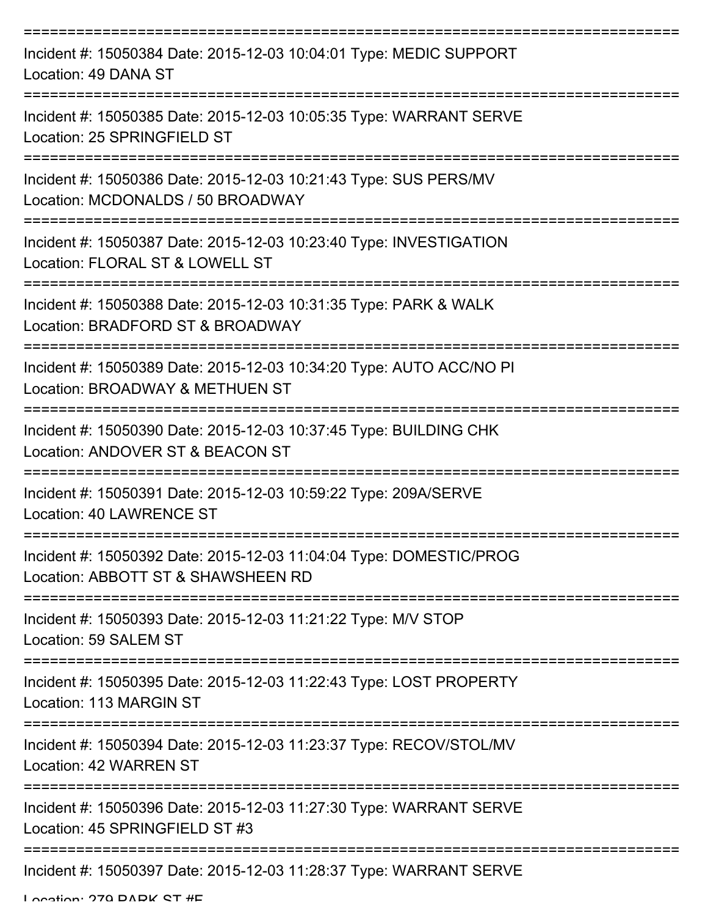===========================================================================
Incident #: 15050384 Date: 2015-12-03 10:04:01 Type: MEDIC SUPPORT
Location: 49 DANA ST
===========================================================================
Incident #: 15050385 Date: 2015-12-03 10:05:35 Type: WARRANT SERVE
Location: 25 SPRINGFIELD ST
===========================================================================
Incident #: 15050386 Date: 2015-12-03 10:21:43 Type: SUS PERS/MV
Location: MCDONALDS / 50 BROADWAY
===========================================================================
Incident #: 15050387 Date: 2015-12-03 10:23:40 Type: INVESTIGATION
Location: FLORAL ST & LOWELL ST
===========================================================================
Incident #: 15050388 Date: 2015-12-03 10:31:35 Type: PARK & WALK
Location: BRADFORD ST & BROADWAY
===========================================================================
Incident #: 15050389 Date: 2015-12-03 10:34:20 Type: AUTO ACC/NO PI
Location: BROADWAY & METHUEN ST
===========================================================================
Incident #: 15050390 Date: 2015-12-03 10:37:45 Type: BUILDING CHK
Location: ANDOVER ST & BEACON ST
===========================================================================
Incident #: 15050391 Date: 2015-12-03 10:59:22 Type: 209A/SERVE
Location: 40 LAWRENCE ST
===========================================================================
Incident #: 15050392 Date: 2015-12-03 11:04:04 Type: DOMESTIC/PROG
Location: ABBOTT ST & SHAWSHEEN RD
===========================================================================
Incident #: 15050393 Date: 2015-12-03 11:21:22 Type: M/V STOP
Location: 59 SALEM ST
===========================================================================
Incident #: 15050395 Date: 2015-12-03 11:22:43 Type: LOST PROPERTY
Location: 113 MARGIN ST
===========================================================================
Incident #: 15050394 Date: 2015-12-03 11:23:37 Type: RECOV/STOL/MV
Location: 42 WARREN ST
===========================================================================
Incident #: 15050396 Date: 2015-12-03 11:27:30 Type: WARRANT SERVE
Location: 45 SPRINGFIELD ST #3
===========================================================================
Incident #: 15050397 Date: 2015-12-03 11:28:37 Type: WARRANT SERVE
Location: 279 PARK ST #F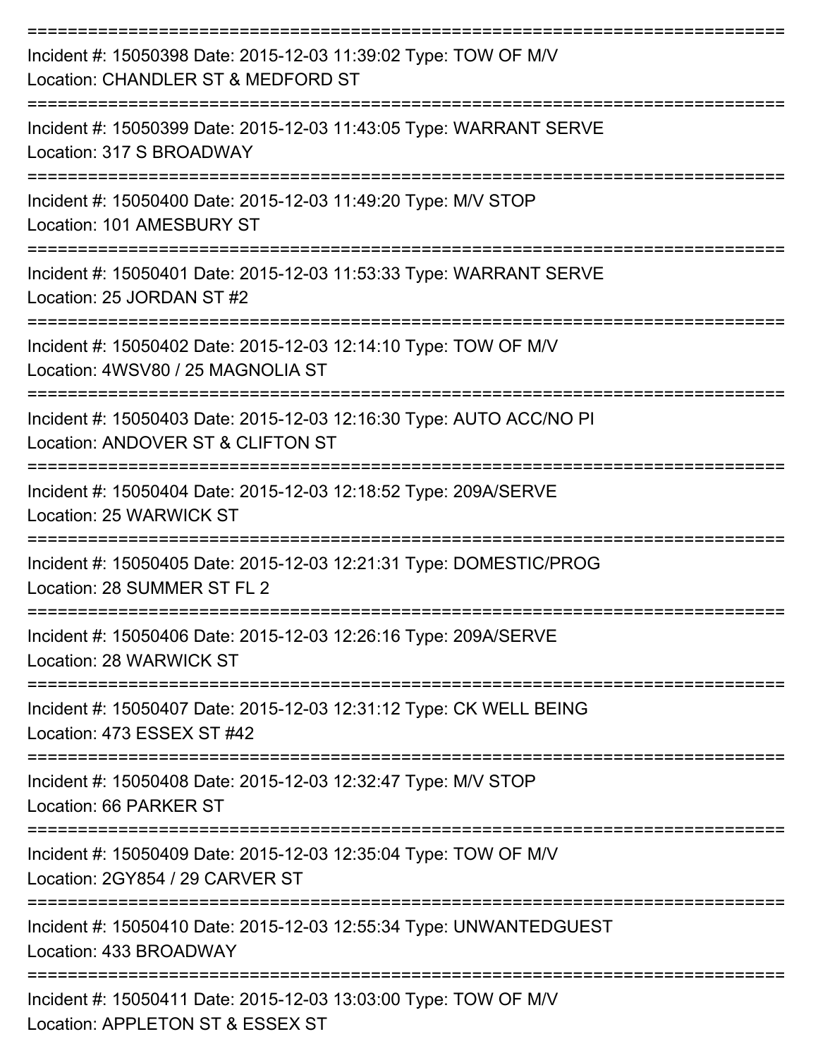===========================================================================

Incident #: 15050398 Date: 2015-12-03 11:39:02 Type: TOW OF M/V
Location: CHANDLER ST & MEDFORD ST

===========================================================================

Incident #: 15050399 Date: 2015-12-03 11:43:05 Type: WARRANT SERVE
Location: 317 S BROADWAY

===========================================================================

Incident #: 15050400 Date: 2015-12-03 11:49:20 Type: M/V STOP
Location: 101 AMESBURY ST

===========================================================================

Incident #: 15050401 Date: 2015-12-03 11:53:33 Type: WARRANT SERVE
Location: 25 JORDAN ST #2

===========================================================================

Incident #: 15050402 Date: 2015-12-03 12:14:10 Type: TOW OF M/V
Location: 4WSV80 / 25 MAGNOLIA ST

===========================================================================

Incident #: 15050403 Date: 2015-12-03 12:16:30 Type: AUTO ACC/NO PI
Location: ANDOVER ST & CLIFTON ST

===========================================================================

Incident #: 15050404 Date: 2015-12-03 12:18:52 Type: 209A/SERVE
Location: 25 WARWICK ST

===========================================================================

Incident #: 15050405 Date: 2015-12-03 12:21:31 Type: DOMESTIC/PROG
Location: 28 SUMMER ST FL 2

===========================================================================

Incident #: 15050406 Date: 2015-12-03 12:26:16 Type: 209A/SERVE
Location: 28 WARWICK ST

===========================================================================

Incident #: 15050407 Date: 2015-12-03 12:31:12 Type: CK WELL BEING
Location: 473 ESSEX ST #42

===========================================================================

Incident #: 15050408 Date: 2015-12-03 12:32:47 Type: M/V STOP
Location: 66 PARKER ST

===========================================================================

Incident #: 15050409 Date: 2015-12-03 12:35:04 Type: TOW OF M/V
Location: 2GY854 / 29 CARVER ST

===========================================================================

Incident #: 15050410 Date: 2015-12-03 12:55:34 Type: UNWANTEDGUEST
Location: 433 BROADWAY

===========================================================================

Incident #: 15050411 Date: 2015-12-03 13:03:00 Type: TOW OF M/V
Location: APPLETON ST & ESSEX ST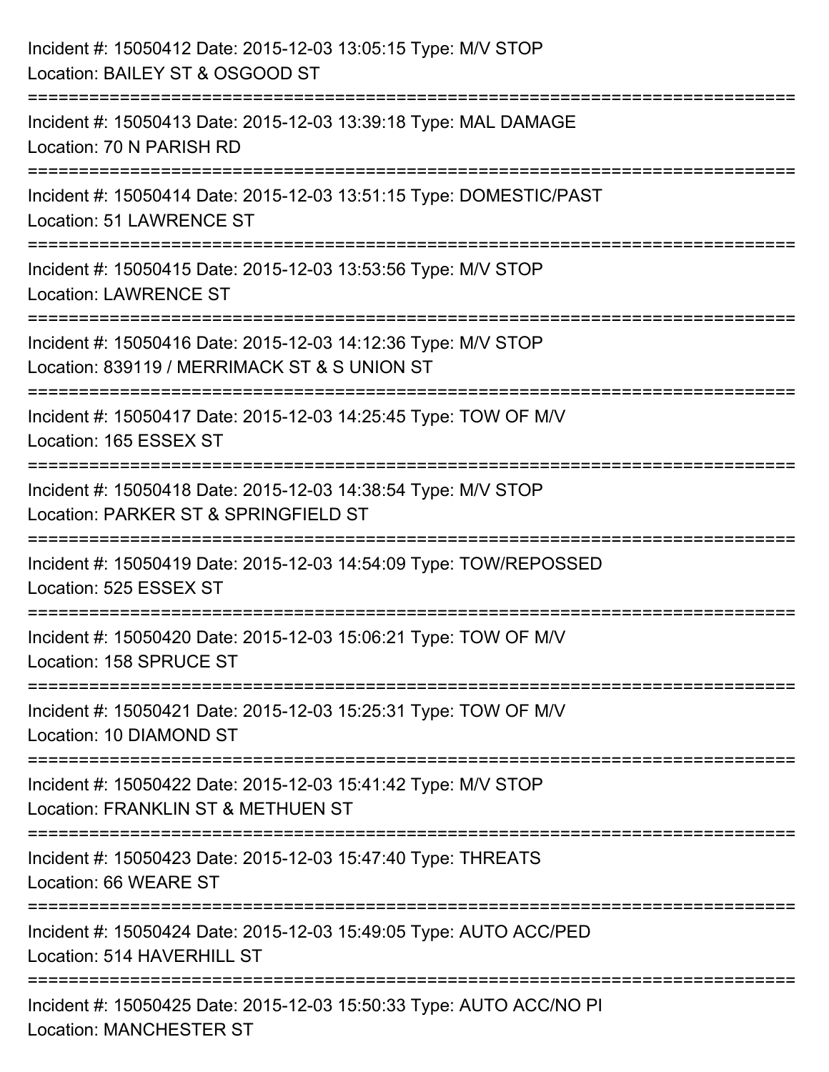Incident #: 15050412 Date: 2015-12-03 13:05:15 Type: M/V STOP
Location: BAILEY ST & OSGOOD ST

===========================================================================

Incident #: 15050413 Date: 2015-12-03 13:39:18 Type: MAL DAMAGE
Location: 70 N PARISH RD

===========================================================================

Incident #: 15050414 Date: 2015-12-03 13:51:15 Type: DOMESTIC/PAST
Location: 51 LAWRENCE ST

===========================================================================

Incident #: 15050415 Date: 2015-12-03 13:53:56 Type: M/V STOP
Location: LAWRENCE ST

===========================================================================

Incident #: 15050416 Date: 2015-12-03 14:12:36 Type: M/V STOP
Location: 839119 / MERRIMACK ST & S UNION ST

===========================================================================

Incident #: 15050417 Date: 2015-12-03 14:25:45 Type: TOW OF M/V
Location: 165 ESSEX ST

===========================================================================

Incident #: 15050418 Date: 2015-12-03 14:38:54 Type: M/V STOP
Location: PARKER ST & SPRINGFIELD ST

===========================================================================

Incident #: 15050419 Date: 2015-12-03 14:54:09 Type: TOW/REPOSSED
Location: 525 ESSEX ST

===========================================================================

Incident #: 15050420 Date: 2015-12-03 15:06:21 Type: TOW OF M/V
Location: 158 SPRUCE ST

===========================================================================

Incident #: 15050421 Date: 2015-12-03 15:25:31 Type: TOW OF M/V
Location: 10 DIAMOND ST

===========================================================================

Incident #: 15050422 Date: 2015-12-03 15:41:42 Type: M/V STOP
Location: FRANKLIN ST & METHUEN ST

===========================================================================

Incident #: 15050423 Date: 2015-12-03 15:47:40 Type: THREATS
Location: 66 WEARE ST

===========================================================================

Incident #: 15050424 Date: 2015-12-03 15:49:05 Type: AUTO ACC/PED
Location: 514 HAVERHILL ST

===========================================================================

Incident #: 15050425 Date: 2015-12-03 15:50:33 Type: AUTO ACC/NO PI
Location: MANCHESTER ST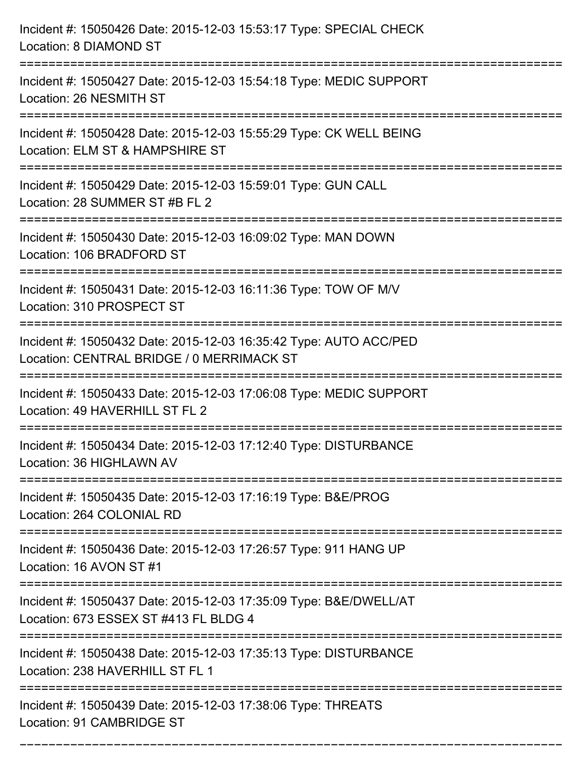Incident #: 15050426 Date: 2015-12-03 15:53:17 Type: SPECIAL CHECK
Location: 8 DIAMOND ST

===========================================================================

Incident #: 15050427 Date: 2015-12-03 15:54:18 Type: MEDIC SUPPORT
Location: 26 NESMITH ST

===========================================================================

Incident #: 15050428 Date: 2015-12-03 15:55:29 Type: CK WELL BEING
Location: ELM ST & HAMPSHIRE ST

===========================================================================

Incident #: 15050429 Date: 2015-12-03 15:59:01 Type: GUN CALL
Location: 28 SUMMER ST #B FL 2

===========================================================================

Incident #: 15050430 Date: 2015-12-03 16:09:02 Type: MAN DOWN
Location: 106 BRADFORD ST

===========================================================================

Incident #: 15050431 Date: 2015-12-03 16:11:36 Type: TOW OF M/V
Location: 310 PROSPECT ST

===========================================================================

Incident #: 15050432 Date: 2015-12-03 16:35:42 Type: AUTO ACC/PED
Location: CENTRAL BRIDGE / 0 MERRIMACK ST

===========================================================================

Incident #: 15050433 Date: 2015-12-03 17:06:08 Type: MEDIC SUPPORT
Location: 49 HAVERHILL ST FL 2

===========================================================================

Incident #: 15050434 Date: 2015-12-03 17:12:40 Type: DISTURBANCE
Location: 36 HIGHLAWN AV

===========================================================================

Incident #: 15050435 Date: 2015-12-03 17:16:19 Type: B&E/PROG
Location: 264 COLONIAL RD

===========================================================================

Incident #: 15050436 Date: 2015-12-03 17:26:57 Type: 911 HANG UP
Location: 16 AVON ST #1

===========================================================================

Incident #: 15050437 Date: 2015-12-03 17:35:09 Type: B&E/DWELL/AT
Location: 673 ESSEX ST #413 FL BLDG 4

===========================================================================

Incident #: 15050438 Date: 2015-12-03 17:35:13 Type: DISTURBANCE
Location: 238 HAVERHILL ST FL 1

===========================================================================

Incident #: 15050439 Date: 2015-12-03 17:38:06 Type: THREATS
Location: 91 CAMBRIDGE ST

===========================================================================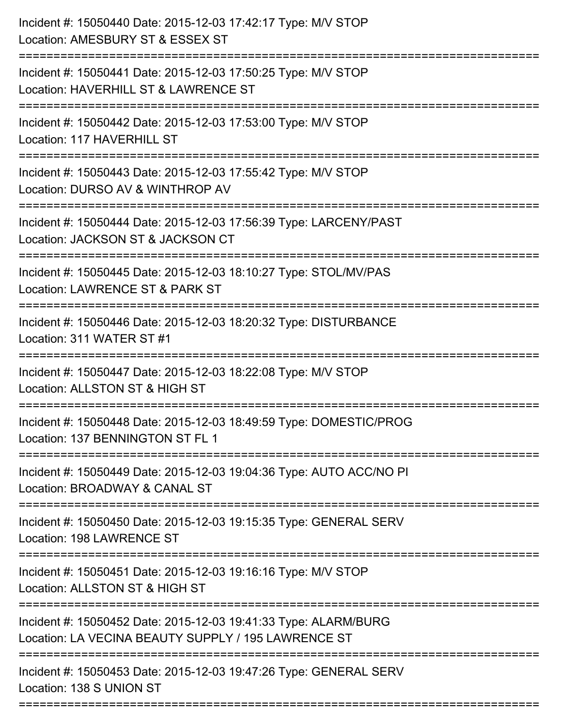Incident #: 15050440 Date: 2015-12-03 17:42:17 Type: M/V STOP
Location: AMESBURY ST & ESSEX ST

===========================================================================

Incident #: 15050441 Date: 2015-12-03 17:50:25 Type: M/V STOP
Location: HAVERHILL ST & LAWRENCE ST

===========================================================================

Incident #: 15050442 Date: 2015-12-03 17:53:00 Type: M/V STOP
Location: 117 HAVERHILL ST

===========================================================================

Incident #: 15050443 Date: 2015-12-03 17:55:42 Type: M/V STOP
Location: DURSO AV & WINTHROP AV

===========================================================================

Incident #: 15050444 Date: 2015-12-03 17:56:39 Type: LARCENY/PAST
Location: JACKSON ST & JACKSON CT

===========================================================================

Incident #: 15050445 Date: 2015-12-03 18:10:27 Type: STOL/MV/PAS
Location: LAWRENCE ST & PARK ST

===========================================================================

Incident #: 15050446 Date: 2015-12-03 18:20:32 Type: DISTURBANCE
Location: 311 WATER ST #1

===========================================================================

Incident #: 15050447 Date: 2015-12-03 18:22:08 Type: M/V STOP
Location: ALLSTON ST & HIGH ST

===========================================================================

Incident #: 15050448 Date: 2015-12-03 18:49:59 Type: DOMESTIC/PROG
Location: 137 BENNINGTON ST FL 1

===========================================================================

Incident #: 15050449 Date: 2015-12-03 19:04:36 Type: AUTO ACC/NO PI
Location: BROADWAY & CANAL ST

===========================================================================

Incident #: 15050450 Date: 2015-12-03 19:15:35 Type: GENERAL SERV
Location: 198 LAWRENCE ST

===========================================================================

Incident #: 15050451 Date: 2015-12-03 19:16:16 Type: M/V STOP
Location: ALLSTON ST & HIGH ST

===========================================================================

Incident #: 15050452 Date: 2015-12-03 19:41:33 Type: ALARM/BURG
Location: LA VECINA BEAUTY SUPPLY / 195 LAWRENCE ST

===========================================================================

Incident #: 15050453 Date: 2015-12-03 19:47:26 Type: GENERAL SERV
Location: 138 S UNION ST

===========================================================================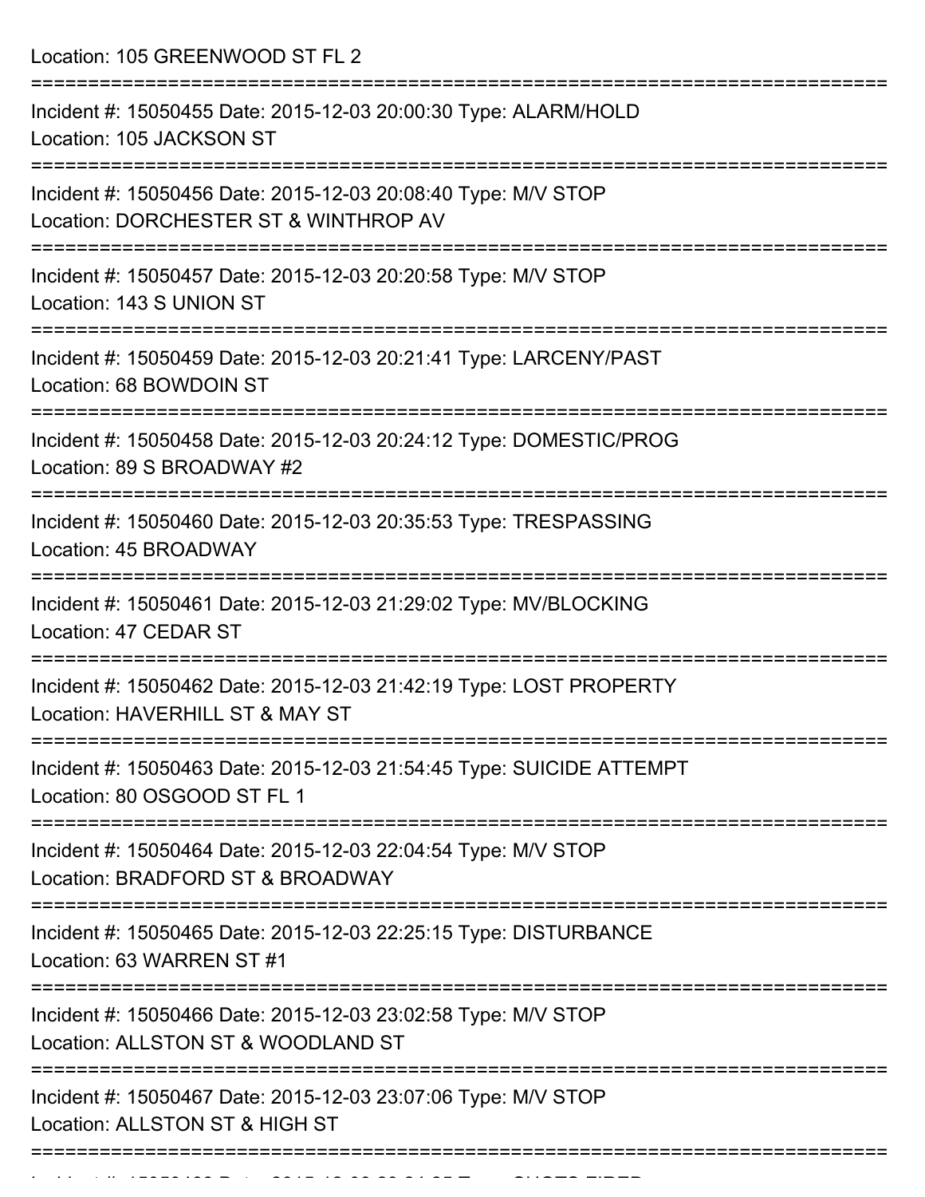Location: 105 GREENWOOD ST FL 2

===========================================================================

Incident #: 15050455 Date: 2015-12-03 20:00:30 Type: ALARM/HOLD
Location: 105 JACKSON ST

===========================================================================

Incident #: 15050456 Date: 2015-12-03 20:08:40 Type: M/V STOP
Location: DORCHESTER ST & WINTHROP AV

===========================================================================

Incident #: 15050457 Date: 2015-12-03 20:20:58 Type: M/V STOP
Location: 143 S UNION ST

===========================================================================

Incident #: 15050459 Date: 2015-12-03 20:21:41 Type: LARCENY/PAST
Location: 68 BOWDOIN ST

===========================================================================

Incident #: 15050458 Date: 2015-12-03 20:24:12 Type: DOMESTIC/PROG
Location: 89 S BROADWAY #2

===========================================================================

Incident #: 15050460 Date: 2015-12-03 20:35:53 Type: TRESPASSING
Location: 45 BROADWAY

===========================================================================

Incident #: 15050461 Date: 2015-12-03 21:29:02 Type: MV/BLOCKING
Location: 47 CEDAR ST

===========================================================================

Incident #: 15050462 Date: 2015-12-03 21:42:19 Type: LOST PROPERTY
Location: HAVERHILL ST & MAY ST

===========================================================================

Incident #: 15050463 Date: 2015-12-03 21:54:45 Type: SUICIDE ATTEMPT
Location: 80 OSGOOD ST FL 1

===========================================================================

Incident #: 15050464 Date: 2015-12-03 22:04:54 Type: M/V STOP
Location: BRADFORD ST & BROADWAY

===========================================================================

Incident #: 15050465 Date: 2015-12-03 22:25:15 Type: DISTURBANCE
Location: 63 WARREN ST #1

===========================================================================

Incident #: 15050466 Date: 2015-12-03 23:02:58 Type: M/V STOP
Location: ALLSTON ST & WOODLAND ST

===========================================================================

Incident #: 15050467 Date: 2015-12-03 23:07:06 Type: M/V STOP
Location: ALLSTON ST & HIGH ST

===========================================================================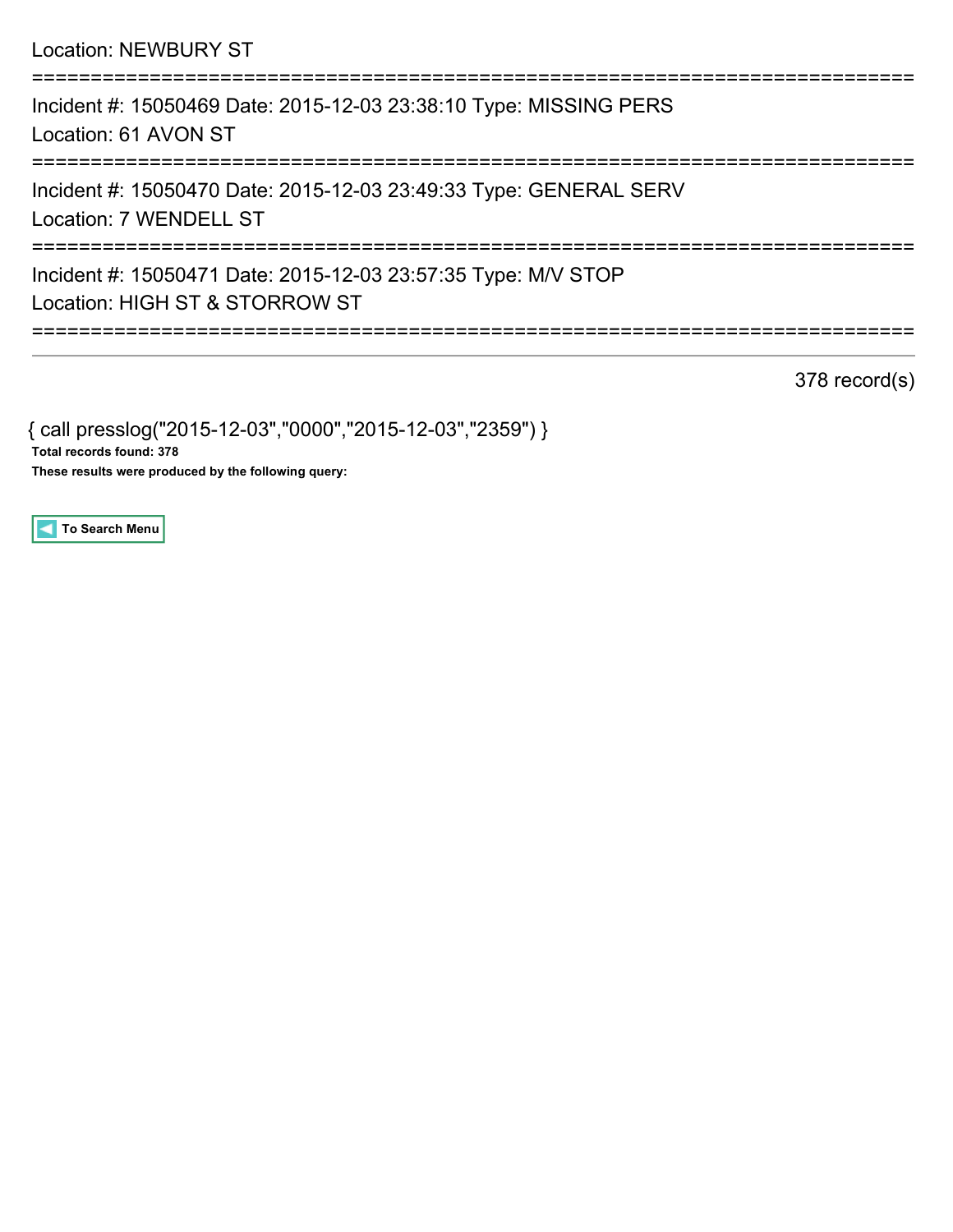Location: NEWBURY ST

===========================================================================

Incident #: 15050469 Date: 2015-12-03 23:38:10 Type: MISSING PERS

Location: 61 AVON ST

===========================================================================

Incident #: 15050470 Date: 2015-12-03 23:49:33 Type: GENERAL SERV

Location: 7 WENDELL ST

===========================================================================

Incident #: 15050471 Date: 2015-12-03 23:57:35 Type: M/V STOP

Location: HIGH ST & STORROW ST

===========================================================================

---

378 record(s)

{ call presslog("2015-12-03","0000","2015-12-03","2359") }

**Total records found: 378**

**These results were produced by the following query:**

**To Search Menu**